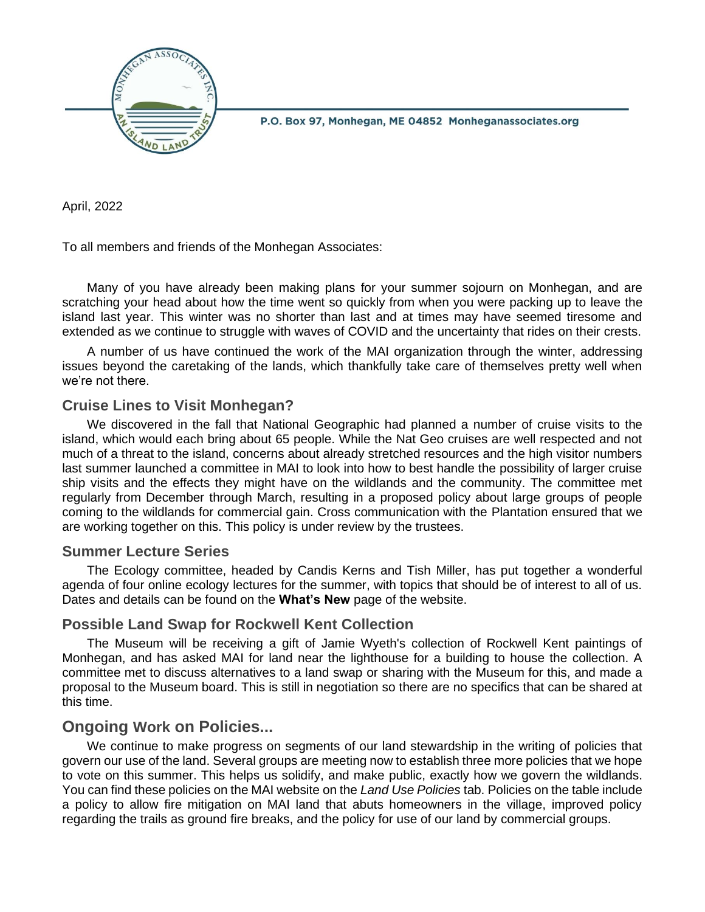P.O. Box 97, Monhegan, ME 04852 Monheganassociates.org

April, 2022

To all members and friends of the Monhegan Associates:

Many of you have already been making plans for your summer sojourn on Monhegan, and are scratching your head about how the time went so quickly from when you were packing up to leave the island last year. This winter was no shorter than last and at times may have seemed tiresome and extended as we continue to struggle with waves of COVID and the uncertainty that rides on their crests.

A number of us have continued the work of the MAI organization through the winter, addressing issues beyond the caretaking of the lands, which thankfully take care of themselves pretty well when we're not there.

## Cruise Lines to Visit Monhegan?

We discovered in the fall that National Geographic had planned a number of cruise visits to the island, which would each bring about 65 people. While the Nat Geo cruises are well respected and not much of a threat to the island, concerns about already stretched resources and the high visitor numbers last summer launched a committee in MAI to look into how to best handle the possibility of larger cruise ship visits and the effects they might have on the wildlands and the community. The committee met regularly from December through March, resulting in a proposed policy about large groups of people coming to the wildlands for commercial gain. Cross communication with the Plantation ensured that we are working together on this. This policy is under review by the trustees.

## Summer Lecture Series

The Ecology committee, headed by Candis Kerns and Tish Miller, has put together a wonderful agenda of four online ecology lectures for the summer, with topics that should be of interest to all of us. Dates and details can be found on the **What's New** page of the website.

## Possible Land Swap for Rockwell Kent Collection

The Museum will be receiving a gift of Jamie Wyeth's collection of Rockwell Kent paintings of Monhegan, and has asked MAI for land near the lighthouse for a building to house the collection. A committee met to discuss alternatives to a land swap or sharing with the Museum for this, and made a proposal to the Museum board. This is still in negotiation so there are no specifics that can be shared at this time.

## Ongoing Work on Policies...

We continue to make progress on segments of our land stewardship in the writing of policies that govern our use of the land. Several groups are meeting now to establish three more policies that we hope to vote on this summer. This helps us solidify, and make public, exactly how we govern the wildlands. You can find these policies on the MAI website on the *Land Use Policies* tab. Policies on the table include a policy to allow fire mitigation on MAI land that abuts homeowners in the village, improved policy regarding the trails as ground fire breaks, and the policy for use of our land by commercial groups.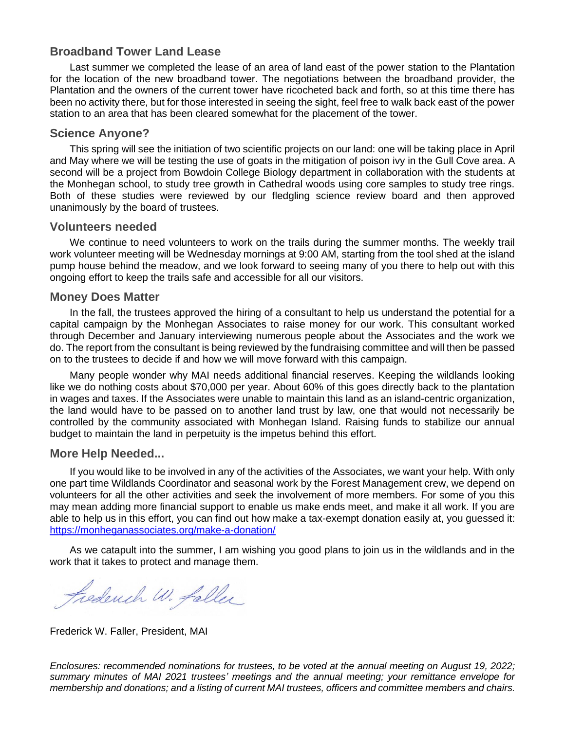## Broadband Tower Land Lease

Last summer we completed the lease of an area of land east of the power station to the Plantation for the location of the new broadband tower. The negotiations between the broadband provider, the Plantation and the owners of the current tower have ricocheted back and forth, so at this time there has been no activity there, but for those interested in seeing the sight, feel free to walk back east of the power station to an area that has been cleared somewhat for the placement of the tower.

## Science Anyone?

This spring will see the initiation of two scientific projects on our land: one will be taking place in April and May where we will be testing the use of goats in the mitigation of poison ivy in the Gull Cove area. A second will be a project from Bowdoin College Biology department in collaboration with the students at the Monhegan school, to study tree growth in Cathedral woods using core samples to study tree rings. Both of these studies were reviewed by our fledgling science review board and then approved unanimously by the board of trustees.

## Volunteers needed

We continue to need volunteers to work on the trails during the summer months. The weekly trail work volunteer meeting will be Wednesday mornings at 9:00 AM, starting from the tool shed at the island pump house behind the meadow, and we look forward to seeing many of you there to help out with this ongoing effort to keep the trails safe and accessible for all our visitors.

## Money Does Matter

In the fall, the trustees approved the hiring of a consultant to help us understand the potential for a capital campaign by the Monhegan Associates to raise money for our work. This consultant worked through December and January interviewing numerous people about the Associates and the work we do. The report from the consultant is being reviewed by the fundraising committee and will then be passed on to the trustees to decide if and how we will move forward with this campaign.

Many people wonder why MAI needs additional financial reserves. Keeping the wildlands looking like we do nothing costs about $70,000 per year. About 60% of this goes directly back to the plantation in wages and taxes. If the Associates were unable to maintain this land as an island-centric organization, the land would have to be passed on to another land trust by law, one that would not necessarily be controlled by the community associated with Monhegan Island. Raising funds to stabilize our annual budget to maintain the land in perpetuity is the impetus behind this effort.

## More Help Needed...

If you would like to be involved in any of the activities of the Associates, we want your help. With only one part time Wildlands Coordinator and seasonal work by the Forest Management crew, we depend on volunteers for all the other activities and seek the involvement of more members. For some of you this may mean adding more financial support to enable us make ends meet, and make it all work. If you are able to help us in this effort, you can find out how make a tax-exempt donation easily at, you guessed it: https://monheganassociates.org/make-a-donation/

As we catapult into the summer, I am wishing you good plans to join us in the wildlands and in the work that it takes to protect and manage them.

Frederick W. Faller

Frederick W. Faller, President, MAI

*Enclosures: recommended nominations for trustees, to be voted at the annual meeting on August 19, 2022; summary minutes of MAI 2021 trustees' meetings and the annual meeting; your remittance envelope for membership and donations; and a listing of current MAI trustees, officers and committee members and chairs.*